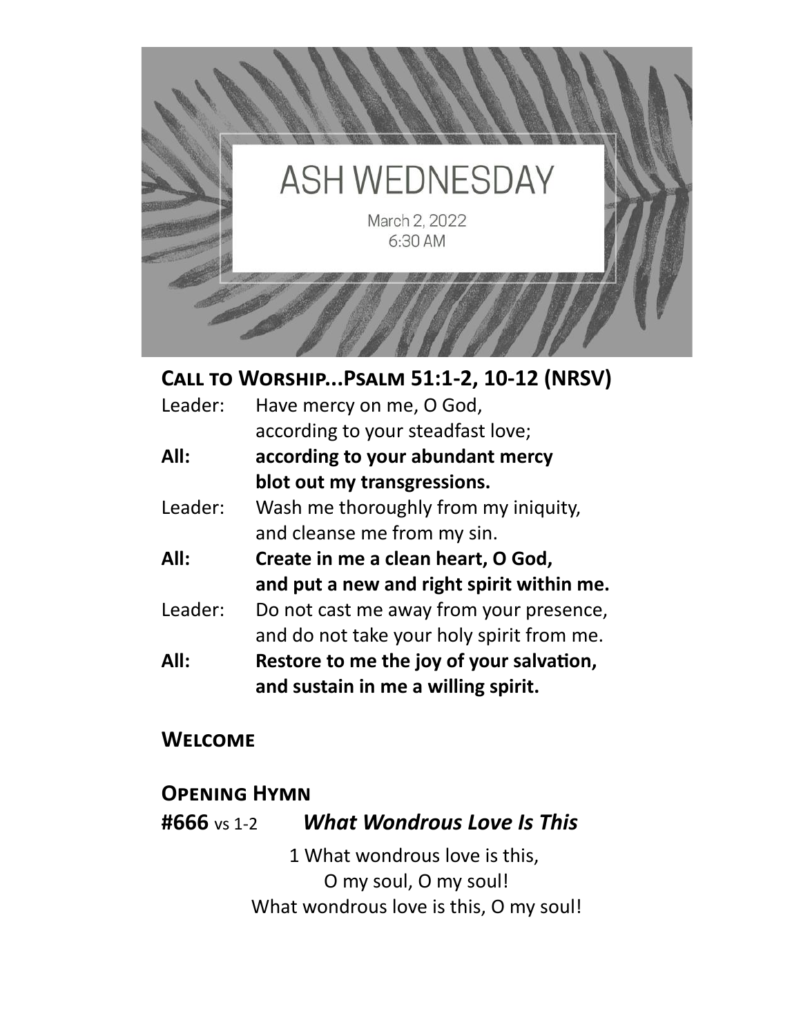# ASH WEDNESDAY

March 2, 2022
6:30 AM

## Call to Worship...Psalm 51:1-2, 10-12 (NRSV)

Leader: Have mercy on me, O God,
according to your steadfast love;

**All: according to your abundant mercy**
**blot out my transgressions.**

Leader: Wash me thoroughly from my iniquity,
and cleanse me from my sin.

**All: Create in me a clean heart, O God,**
**and put a new and right spirit within me.**

Leader: Do not cast me away from your presence,
and do not take your holy spirit from me.

**All: Restore to me the joy of your salvation,**
**and sustain in me a willing spirit.**

## Welcome

## Opening Hymn

**#666** vs 1-2 ***What Wondrous Love Is This***

1 What wondrous love is this,
O my soul, O my soul!
What wondrous love is this, O my soul!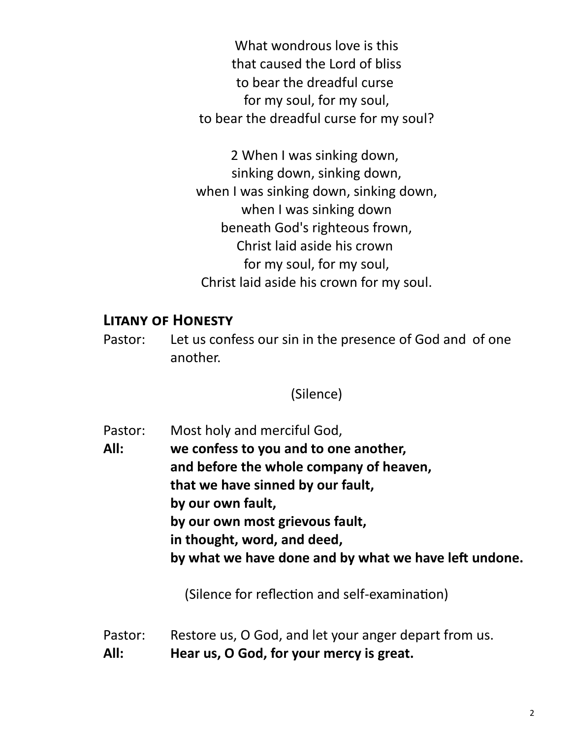What wondrous love is this
that caused the Lord of bliss
to bear the dreadful curse
for my soul, for my soul,
to bear the dreadful curse for my soul?

2 When I was sinking down,
sinking down, sinking down,
when I was sinking down, sinking down,
when I was sinking down
beneath God's righteous frown,
Christ laid aside his crown
for my soul, for my soul,
Christ laid aside his crown for my soul.

## Litany of Honesty

Pastor: Let us confess our sin in the presence of God and of one another.

(Silence)

Pastor: Most holy and merciful God,

**All: we confess to you and to one another,
and before the whole company of heaven,
that we have sinned by our fault,
by our own fault,
by our own most grievous fault,
in thought, word, and deed,
by what we have done and by what we have left undone.**

(Silence for reflection and self-examination)

Pastor: Restore us, O God, and let your anger depart from us.

**All: Hear us, O God, for your mercy is great.**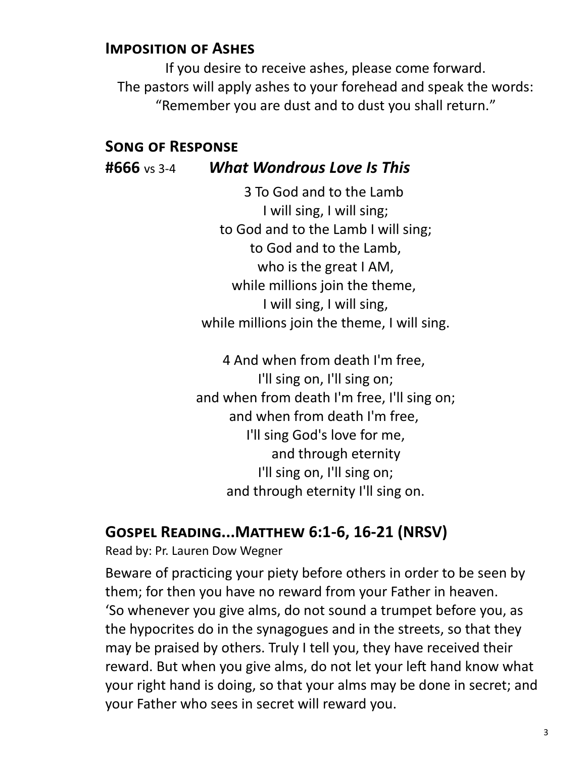## Imposition of Ashes

If you desire to receive ashes, please come forward.
The pastors will apply ashes to your forehead and speak the words:
"Remember you are dust and to dust you shall return."

## Song of Response

**#666** vs 3-4 ***What Wondrous Love Is This***

3 To God and to the Lamb
I will sing, I will sing;
to God and to the Lamb I will sing;
to God and to the Lamb,
who is the great I AM,
while millions join the theme,
I will sing, I will sing,
while millions join the theme, I will sing.

4 And when from death I'm free,
I'll sing on, I'll sing on;
and when from death I'm free, I'll sing on;
and when from death I'm free,
I'll sing God's love for me,
and through eternity
I'll sing on, I'll sing on;
and through eternity I'll sing on.

## Gospel Reading...Matthew 6:1-6, 16-21 (NRSV)

Read by: Pr. Lauren Dow Wegner

Beware of practicing your piety before others in order to be seen by them; for then you have no reward from your Father in heaven. 'So whenever you give alms, do not sound a trumpet before you, as the hypocrites do in the synagogues and in the streets, so that they may be praised by others. Truly I tell you, they have received their reward. But when you give alms, do not let your left hand know what your right hand is doing, so that your alms may be done in secret; and your Father who sees in secret will reward you.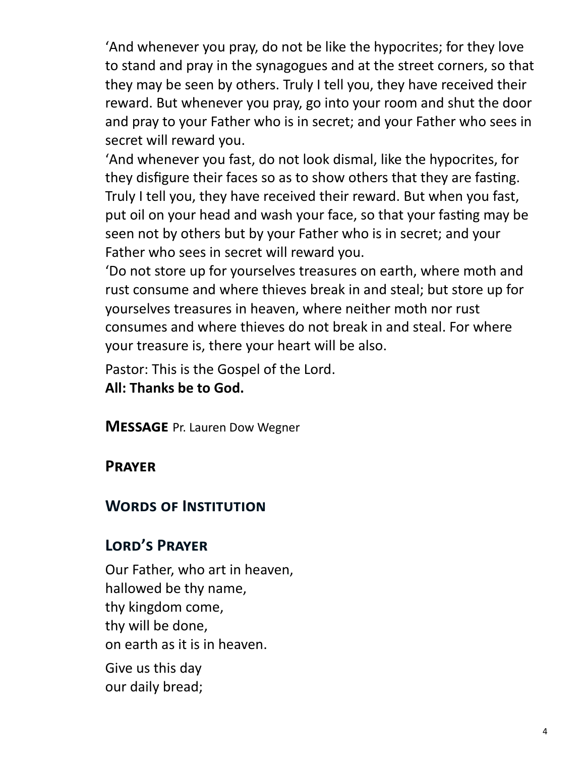'And whenever you pray, do not be like the hypocrites; for they love to stand and pray in the synagogues and at the street corners, so that they may be seen by others. Truly I tell you, they have received their reward. But whenever you pray, go into your room and shut the door and pray to your Father who is in secret; and your Father who sees in secret will reward you.

'And whenever you fast, do not look dismal, like the hypocrites, for they disfigure their faces so as to show others that they are fasting. Truly I tell you, they have received their reward. But when you fast, put oil on your head and wash your face, so that your fasting may be seen not by others but by your Father who is in secret; and your Father who sees in secret will reward you.

'Do not store up for yourselves treasures on earth, where moth and rust consume and where thieves break in and steal; but store up for yourselves treasures in heaven, where neither moth nor rust consumes and where thieves do not break in and steal. For where your treasure is, there your heart will be also.

Pastor: This is the Gospel of the Lord.
**All: Thanks be to God.**

**Message** Pr. Lauren Dow Wegner

## Prayer

## Words of Institution

## Lord's Prayer

Our Father, who art in heaven,
hallowed be thy name,
thy kingdom come,
thy will be done,
on earth as it is in heaven.

Give us this day
our daily bread;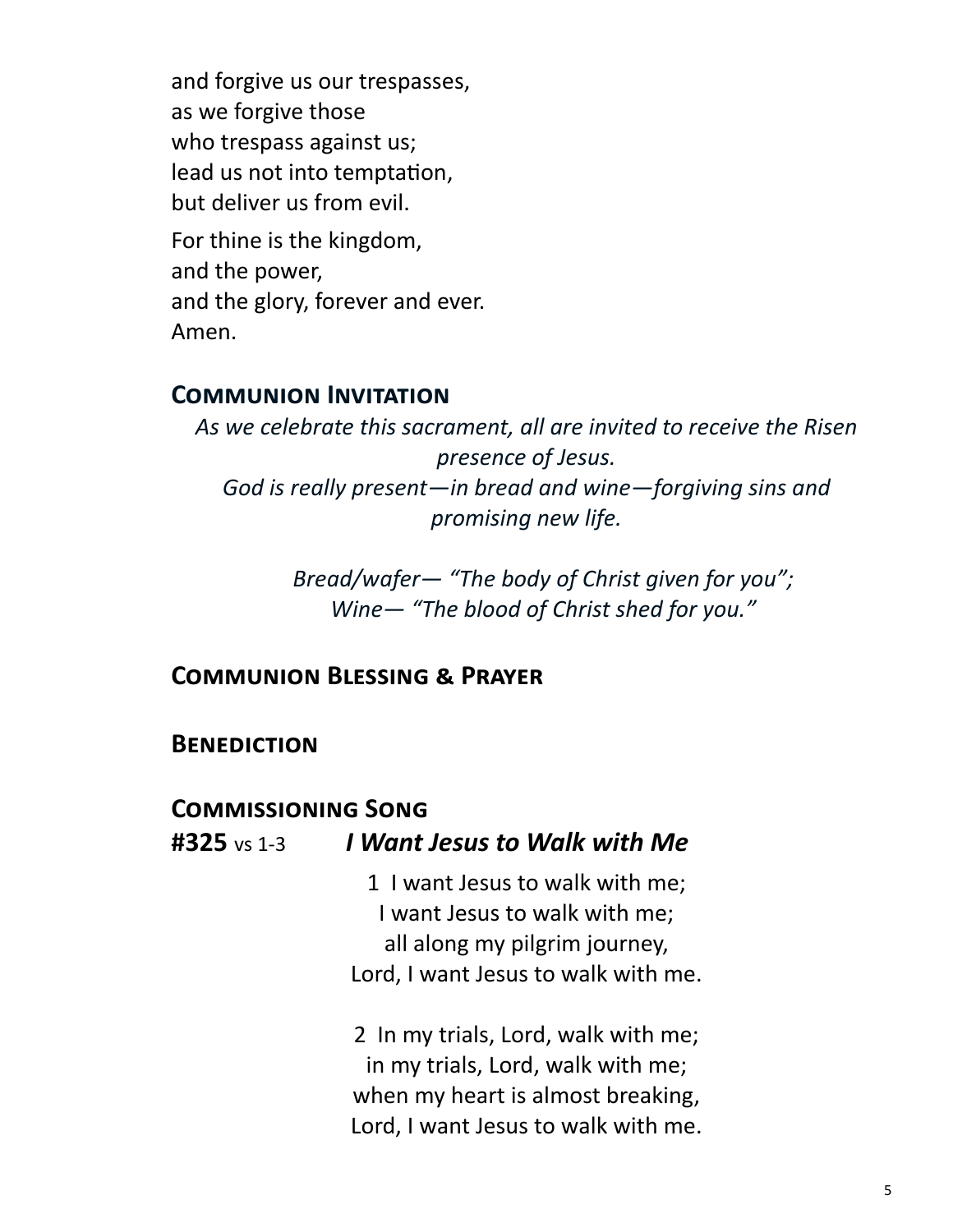and forgive us our trespasses,
as we forgive those
who trespass against us;
lead us not into temptation,
but deliver us from evil.

For thine is the kingdom,
and the power,
and the glory, forever and ever.
Amen.

## Communion Invitation

*As we celebrate this sacrament, all are invited to receive the Risen presence of Jesus.*
*God is really present—in bread and wine—forgiving sins and promising new life.*

*Bread/wafer— "The body of Christ given for you";*
*Wine— "The blood of Christ shed for you."*

## Communion Blessing & Prayer

## Benediction

## Commissioning Song

**#325** vs 1-3 ***I Want Jesus to Walk with Me***

1 I want Jesus to walk with me;
I want Jesus to walk with me;
all along my pilgrim journey,
Lord, I want Jesus to walk with me.

2 In my trials, Lord, walk with me;
in my trials, Lord, walk with me;
when my heart is almost breaking,
Lord, I want Jesus to walk with me.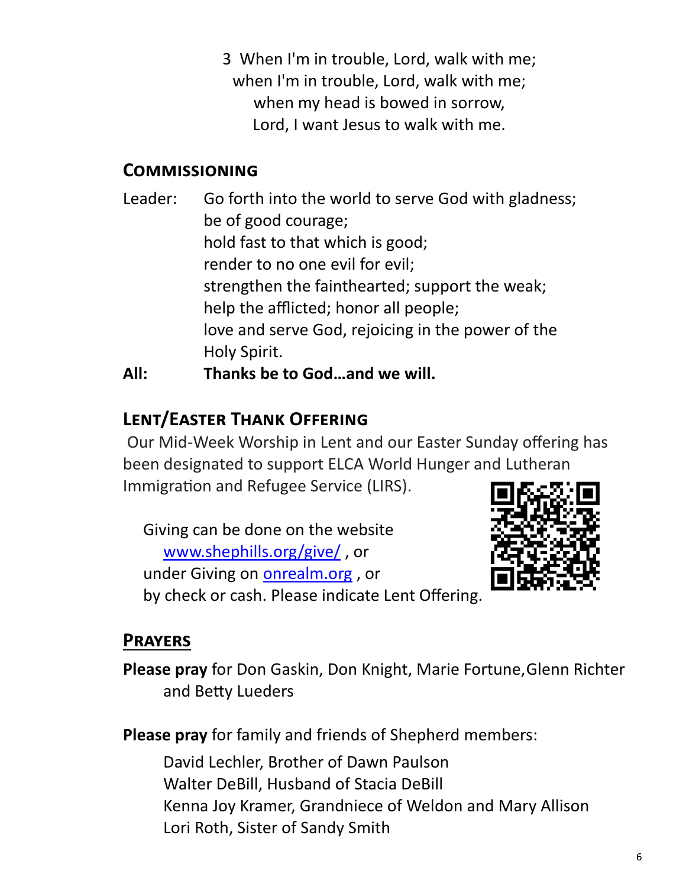3 When I'm in trouble, Lord, walk with me;
when I'm in trouble, Lord, walk with me;
when my head is bowed in sorrow,
Lord, I want Jesus to walk with me.

## Commissioning

Leader: Go forth into the world to serve God with gladness;
be of good courage;
hold fast to that which is good;
render to no one evil for evil;
strengthen the fainthearted; support the weak;
help the afflicted; honor all people;
love and serve God, rejoicing in the power of the Holy Spirit.

**All: Thanks be to God…and we will.**

## Lent/Easter Thank Offering

Our Mid-Week Worship in Lent and our Easter Sunday offering has been designated to support ELCA World Hunger and Lutheran Immigration and Refugee Service (LIRS).

Giving can be done on the website
[www.shephills.org/give/](http://www.shephills.org/give/) , or
under Giving on [onrealm.org](http://onrealm.org) , or
by check or cash. Please indicate Lent Offering.

## Prayers

**Please pray** for Don Gaskin, Don Knight, Marie Fortune,Glenn Richter and Betty Lueders

**Please pray** for family and friends of Shepherd members:

David Lechler, Brother of Dawn Paulson
Walter DeBill, Husband of Stacia DeBill
Kenna Joy Kramer, Grandniece of Weldon and Mary Allison
Lori Roth, Sister of Sandy Smith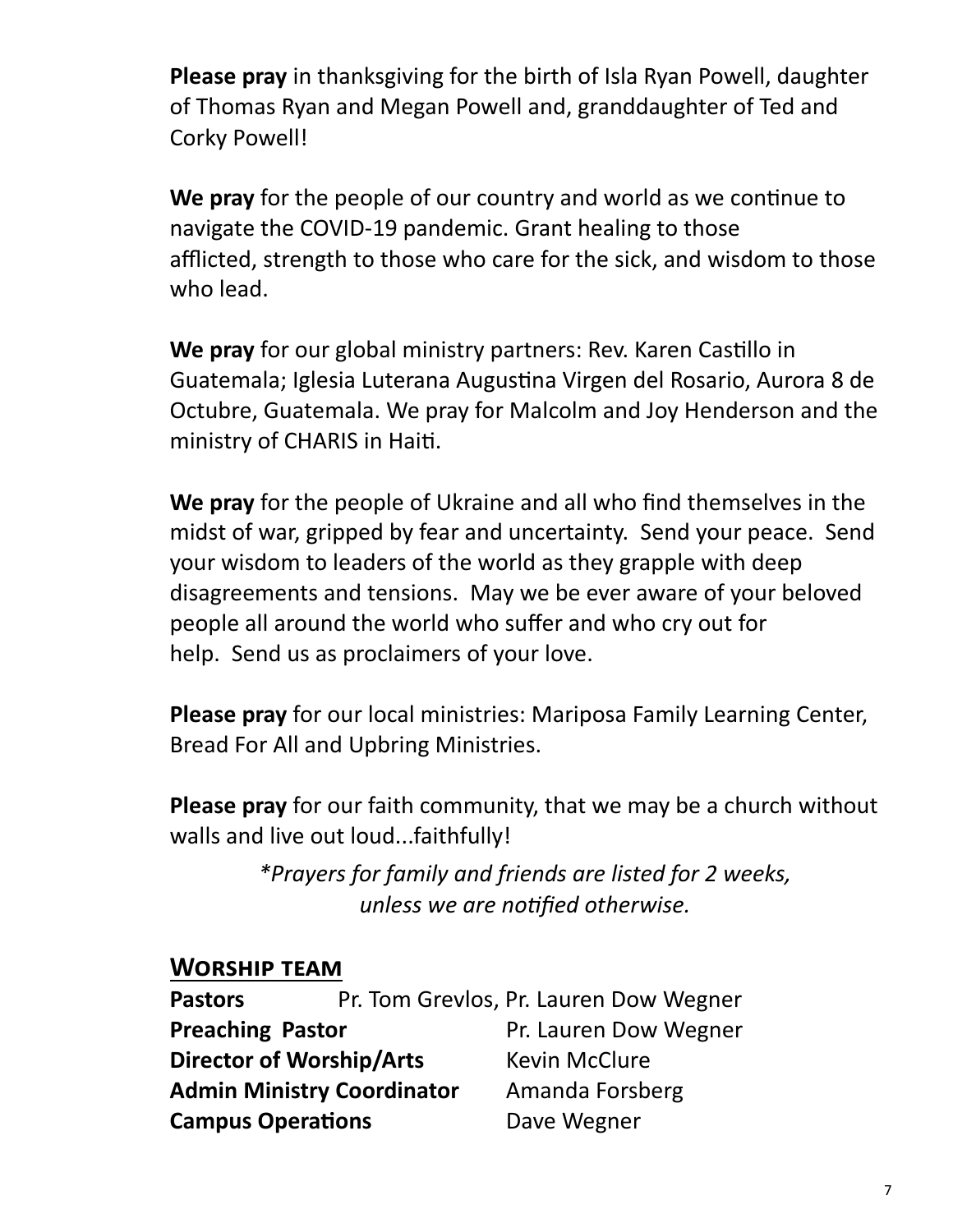**Please pray** in thanksgiving for the birth of Isla Ryan Powell, daughter of Thomas Ryan and Megan Powell and, granddaughter of Ted and Corky Powell!

**We pray** for the people of our country and world as we continue to navigate the COVID-19 pandemic. Grant healing to those afflicted, strength to those who care for the sick, and wisdom to those who lead.

**We pray** for our global ministry partners: Rev. Karen Castillo in Guatemala; Iglesia Luterana Augustina Virgen del Rosario, Aurora 8 de Octubre, Guatemala. We pray for Malcolm and Joy Henderson and the ministry of CHARIS in Haiti.

**We pray** for the people of Ukraine and all who find themselves in the midst of war, gripped by fear and uncertainty. Send your peace. Send your wisdom to leaders of the world as they grapple with deep disagreements and tensions. May we be ever aware of your beloved people all around the world who suffer and who cry out for help. Send us as proclaimers of your love.

**Please pray** for our local ministries: Mariposa Family Learning Center, Bread For All and Upbring Ministries.

**Please pray** for our faith community, that we may be a church without walls and live out loud...faithfully!

*\*Prayers for family and friends are listed for 2 weeks, unless we are notified otherwise.*

## Worship team

**Pastors** Pr. Tom Grevlos, Pr. Lauren Dow Wegner
**Preaching Pastor** Pr. Lauren Dow Wegner
**Director of Worship/Arts** Kevin McClure
**Admin Ministry Coordinator** Amanda Forsberg
**Campus Operations** Dave Wegner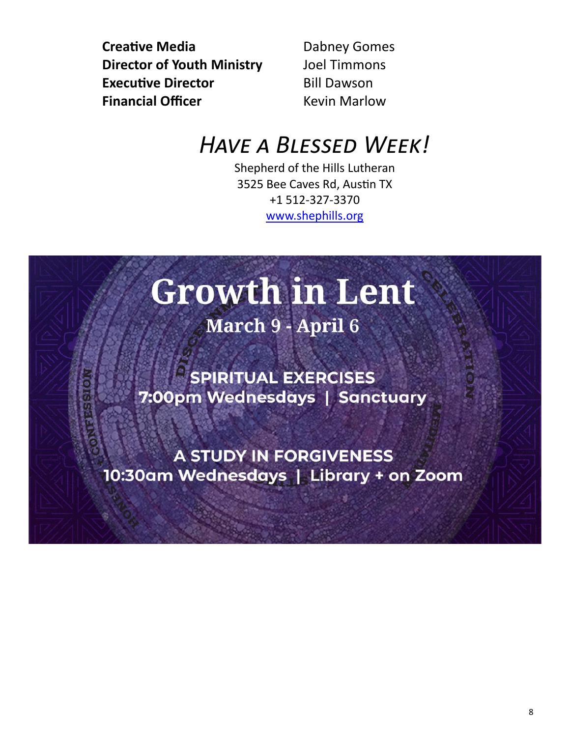| | |
|---|---|
| **Creative Media** | Dabney Gomes |
| **Director of Youth Ministry** | Joel Timmons |
| **Executive Director** | Bill Dawson |
| **Financial Officer** | Kevin Marlow |

## *Have a Blessed Week!*

Shepherd of the Hills Lutheran
3525 Bee Caves Rd, Austin TX
+1 512-327-3370
[www.shephills.org](http://www.shephills.org)

# Growth in Lent

**March 9 - April 6**

**SPIRITUAL EXERCISES**
**7:00pm Wednesdays | Sanctuary**

**A STUDY IN FORGIVENESS**
**10:30am Wednesdays | Library + on Zoom**